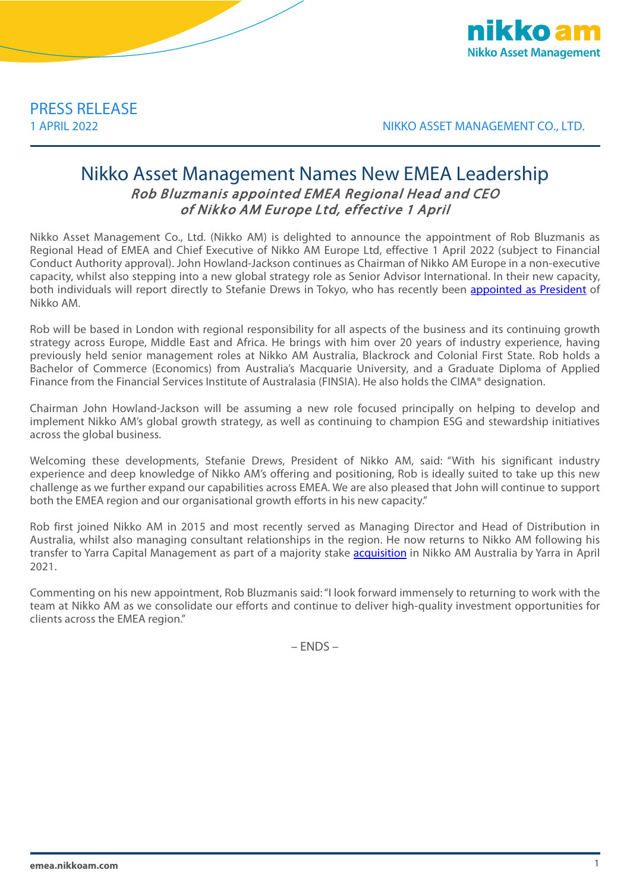PRESS RELEASE

1 APRIL 2022

NIKKO ASSET MANAGEMENT CO., LTD.

# Nikko Asset Management Names New EMEA Leadership

## *Rob Bluzmanis appointed EMEA Regional Head and CEO of Nikko AM Europe Ltd, effective 1 April*

Nikko Asset Management Co., Ltd. (Nikko AM) is delighted to announce the appointment of Rob Bluzmanis as Regional Head of EMEA and Chief Executive of Nikko AM Europe Ltd, effective 1 April 2022 (subject to Financial Conduct Authority approval). John Howland-Jackson continues as Chairman of Nikko AM Europe in a non-executive capacity, whilst also stepping into a new global strategy role as Senior Advisor International. In their new capacity, both individuals will report directly to Stefanie Drews in Tokyo, who has recently been appointed as President of Nikko AM.

Rob will be based in London with regional responsibility for all aspects of the business and its continuing growth strategy across Europe, Middle East and Africa. He brings with him over 20 years of industry experience, having previously held senior management roles at Nikko AM Australia, Blackrock and Colonial First State. Rob holds a Bachelor of Commerce (Economics) from Australia's Macquarie University, and a Graduate Diploma of Applied Finance from the Financial Services Institute of Australasia (FINSIA). He also holds the CIMA® designation.

Chairman John Howland-Jackson will be assuming a new role focused principally on helping to develop and implement Nikko AM's global growth strategy, as well as continuing to champion ESG and stewardship initiatives across the global business.

Welcoming these developments, Stefanie Drews, President of Nikko AM, said: "With his significant industry experience and deep knowledge of Nikko AM's offering and positioning, Rob is ideally suited to take up this new challenge as we further expand our capabilities across EMEA. We are also pleased that John will continue to support both the EMEA region and our organisational growth efforts in his new capacity."

Rob first joined Nikko AM in 2015 and most recently served as Managing Director and Head of Distribution in Australia, whilst also managing consultant relationships in the region. He now returns to Nikko AM following his transfer to Yarra Capital Management as part of a majority stake acquisition in Nikko AM Australia by Yarra in April 2021.

Commenting on his new appointment, Rob Bluzmanis said: "I look forward immensely to returning to work with the team at Nikko AM as we consolidate our efforts and continue to deliver high-quality investment opportunities for clients across the EMEA region."

– ENDS –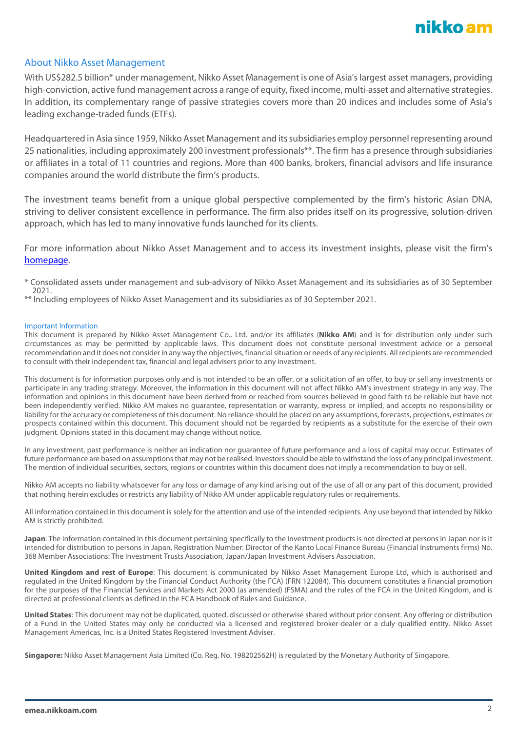## About Nikko Asset Management

With US$282.5 billion* under management, Nikko Asset Management is one of Asia's largest asset managers, providing high-conviction, active fund management across a range of equity, fixed income, multi-asset and alternative strategies. In addition, its complementary range of passive strategies covers more than 20 indices and includes some of Asia's leading exchange-traded funds (ETFs).

Headquartered in Asia since 1959, Nikko Asset Management and its subsidiaries employ personnel representing around 25 nationalities, including approximately 200 investment professionals**. The firm has a presence through subsidiaries or affiliates in a total of 11 countries and regions. More than 400 banks, brokers, financial advisors and life insurance companies around the world distribute the firm's products.

The investment teams benefit from a unique global perspective complemented by the firm's historic Asian DNA, striving to deliver consistent excellence in performance. The firm also prides itself on its progressive, solution-driven approach, which has led to many innovative funds launched for its clients.

For more information about Nikko Asset Management and to access its investment insights, please visit the firm's homepage.

* Consolidated assets under management and sub-advisory of Nikko Asset Management and its subsidiaries as of 30 September 2021.
** Including employees of Nikko Asset Management and its subsidiaries as of 30 September 2021.

### Important Information

This document is prepared by Nikko Asset Management Co., Ltd. and/or its affiliates (**Nikko AM**) and is for distribution only under such circumstances as may be permitted by applicable laws. This document does not constitute personal investment advice or a personal recommendation and it does not consider in any way the objectives, financial situation or needs of any recipients. All recipients are recommended to consult with their independent tax, financial and legal advisers prior to any investment.

This document is for information purposes only and is not intended to be an offer, or a solicitation of an offer, to buy or sell any investments or participate in any trading strategy. Moreover, the information in this document will not affect Nikko AM's investment strategy in any way. The information and opinions in this document have been derived from or reached from sources believed in good faith to be reliable but have not been independently verified. Nikko AM makes no guarantee, representation or warranty, express or implied, and accepts no responsibility or liability for the accuracy or completeness of this document. No reliance should be placed on any assumptions, forecasts, projections, estimates or prospects contained within this document. This document should not be regarded by recipients as a substitute for the exercise of their own judgment. Opinions stated in this document may change without notice.

In any investment, past performance is neither an indication nor guarantee of future performance and a loss of capital may occur. Estimates of future performance are based on assumptions that may not be realised. Investors should be able to withstand the loss of any principal investment. The mention of individual securities, sectors, regions or countries within this document does not imply a recommendation to buy or sell.

Nikko AM accepts no liability whatsoever for any loss or damage of any kind arising out of the use of all or any part of this document, provided that nothing herein excludes or restricts any liability of Nikko AM under applicable regulatory rules or requirements.

All information contained in this document is solely for the attention and use of the intended recipients. Any use beyond that intended by Nikko AM is strictly prohibited.

**Japan**: The information contained in this document pertaining specifically to the investment products is not directed at persons in Japan nor is it intended for distribution to persons in Japan. Registration Number: Director of the Kanto Local Finance Bureau (Financial Instruments firms) No. 368 Member Associations: The Investment Trusts Association, Japan/Japan Investment Advisers Association.

**United Kingdom and rest of Europe**: This document is communicated by Nikko Asset Management Europe Ltd, which is authorised and regulated in the United Kingdom by the Financial Conduct Authority (the FCA) (FRN 122084). This document constitutes a financial promotion for the purposes of the Financial Services and Markets Act 2000 (as amended) (FSMA) and the rules of the FCA in the United Kingdom, and is directed at professional clients as defined in the FCA Handbook of Rules and Guidance.

**United States**: This document may not be duplicated, quoted, discussed or otherwise shared without prior consent. Any offering or distribution of a Fund in the United States may only be conducted via a licensed and registered broker-dealer or a duly qualified entity. Nikko Asset Management Americas, Inc. is a United States Registered Investment Adviser.

**Singapore:** Nikko Asset Management Asia Limited (Co. Reg. No. 198202562H) is regulated by the Monetary Authority of Singapore.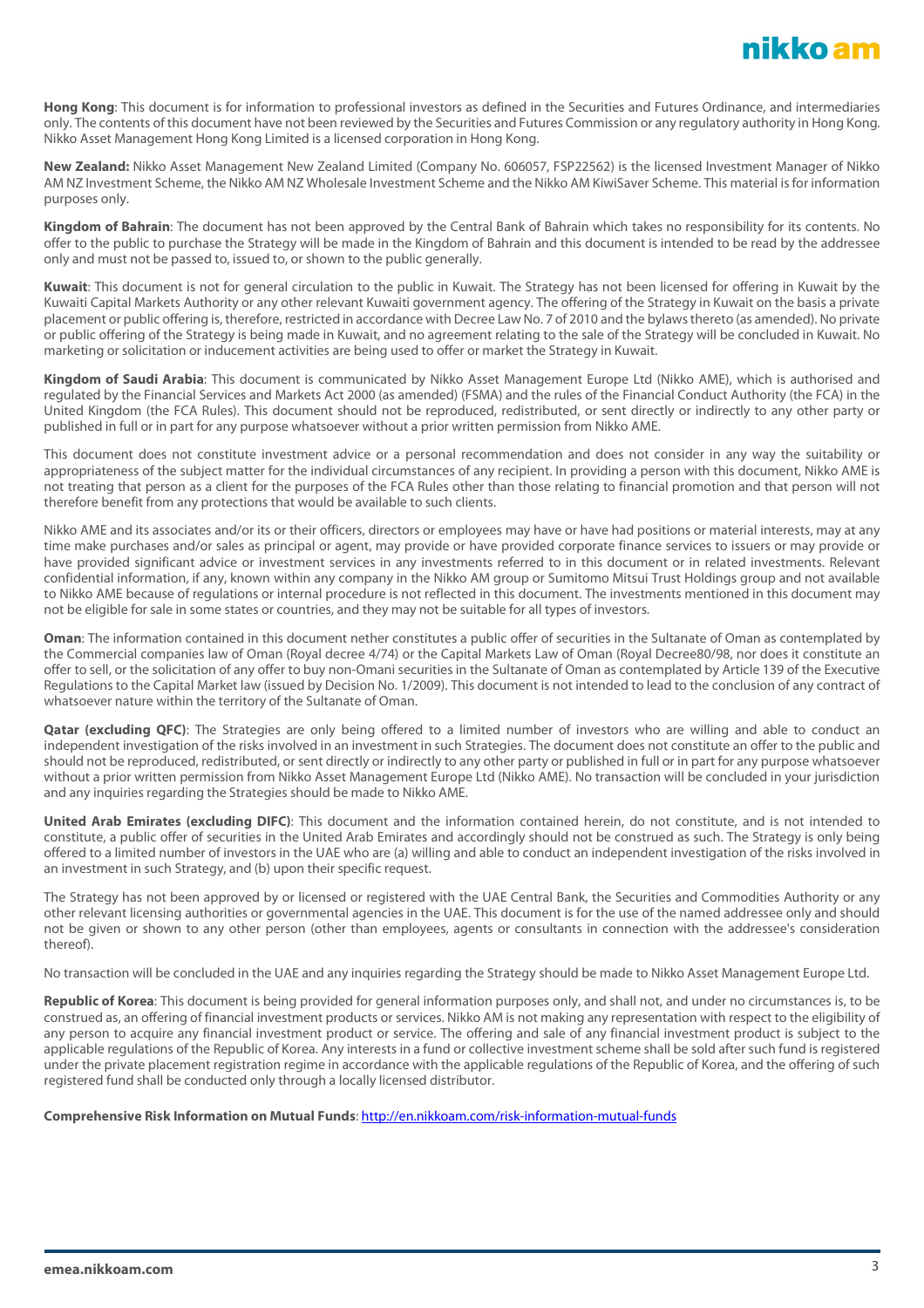**Hong Kong**: This document is for information to professional investors as defined in the Securities and Futures Ordinance, and intermediaries only. The contents of this document have not been reviewed by the Securities and Futures Commission or any regulatory authority in Hong Kong. Nikko Asset Management Hong Kong Limited is a licensed corporation in Hong Kong.

**New Zealand:** Nikko Asset Management New Zealand Limited (Company No. 606057, FSP22562) is the licensed Investment Manager of Nikko AM NZ Investment Scheme, the Nikko AM NZ Wholesale Investment Scheme and the Nikko AM KiwiSaver Scheme. This material is for information purposes only.

**Kingdom of Bahrain**: The document has not been approved by the Central Bank of Bahrain which takes no responsibility for its contents. No offer to the public to purchase the Strategy will be made in the Kingdom of Bahrain and this document is intended to be read by the addressee only and must not be passed to, issued to, or shown to the public generally.

**Kuwait**: This document is not for general circulation to the public in Kuwait. The Strategy has not been licensed for offering in Kuwait by the Kuwaiti Capital Markets Authority or any other relevant Kuwaiti government agency. The offering of the Strategy in Kuwait on the basis a private placement or public offering is, therefore, restricted in accordance with Decree Law No. 7 of 2010 and the bylaws thereto (as amended). No private or public offering of the Strategy is being made in Kuwait, and no agreement relating to the sale of the Strategy will be concluded in Kuwait. No marketing or solicitation or inducement activities are being used to offer or market the Strategy in Kuwait.

**Kingdom of Saudi Arabia**: This document is communicated by Nikko Asset Management Europe Ltd (Nikko AME), which is authorised and regulated by the Financial Services and Markets Act 2000 (as amended) (FSMA) and the rules of the Financial Conduct Authority (the FCA) in the United Kingdom (the FCA Rules). This document should not be reproduced, redistributed, or sent directly or indirectly to any other party or published in full or in part for any purpose whatsoever without a prior written permission from Nikko AME.

This document does not constitute investment advice or a personal recommendation and does not consider in any way the suitability or appropriateness of the subject matter for the individual circumstances of any recipient. In providing a person with this document, Nikko AME is not treating that person as a client for the purposes of the FCA Rules other than those relating to financial promotion and that person will not therefore benefit from any protections that would be available to such clients.

Nikko AME and its associates and/or its or their officers, directors or employees may have or have had positions or material interests, may at any time make purchases and/or sales as principal or agent, may provide or have provided corporate finance services to issuers or may provide or have provided significant advice or investment services in any investments referred to in this document or in related investments. Relevant confidential information, if any, known within any company in the Nikko AM group or Sumitomo Mitsui Trust Holdings group and not available to Nikko AME because of regulations or internal procedure is not reflected in this document. The investments mentioned in this document may not be eligible for sale in some states or countries, and they may not be suitable for all types of investors.

**Oman**: The information contained in this document nether constitutes a public offer of securities in the Sultanate of Oman as contemplated by the Commercial companies law of Oman (Royal decree 4/74) or the Capital Markets Law of Oman (Royal Decree80/98, nor does it constitute an offer to sell, or the solicitation of any offer to buy non-Omani securities in the Sultanate of Oman as contemplated by Article 139 of the Executive Regulations to the Capital Market law (issued by Decision No. 1/2009). This document is not intended to lead to the conclusion of any contract of whatsoever nature within the territory of the Sultanate of Oman.

**Qatar (excluding QFC)**: The Strategies are only being offered to a limited number of investors who are willing and able to conduct an independent investigation of the risks involved in an investment in such Strategies. The document does not constitute an offer to the public and should not be reproduced, redistributed, or sent directly or indirectly to any other party or published in full or in part for any purpose whatsoever without a prior written permission from Nikko Asset Management Europe Ltd (Nikko AME). No transaction will be concluded in your jurisdiction and any inquiries regarding the Strategies should be made to Nikko AME.

**United Arab Emirates (excluding DIFC)**: This document and the information contained herein, do not constitute, and is not intended to constitute, a public offer of securities in the United Arab Emirates and accordingly should not be construed as such. The Strategy is only being offered to a limited number of investors in the UAE who are (a) willing and able to conduct an independent investigation of the risks involved in an investment in such Strategy, and (b) upon their specific request.

The Strategy has not been approved by or licensed or registered with the UAE Central Bank, the Securities and Commodities Authority or any other relevant licensing authorities or governmental agencies in the UAE. This document is for the use of the named addressee only and should not be given or shown to any other person (other than employees, agents or consultants in connection with the addressee's consideration thereof).

No transaction will be concluded in the UAE and any inquiries regarding the Strategy should be made to Nikko Asset Management Europe Ltd.

**Republic of Korea**: This document is being provided for general information purposes only, and shall not, and under no circumstances is, to be construed as, an offering of financial investment products or services. Nikko AM is not making any representation with respect to the eligibility of any person to acquire any financial investment product or service. The offering and sale of any financial investment product is subject to the applicable regulations of the Republic of Korea. Any interests in a fund or collective investment scheme shall be sold after such fund is registered under the private placement registration regime in accordance with the applicable regulations of the Republic of Korea, and the offering of such registered fund shall be conducted only through a locally licensed distributor.

**Comprehensive Risk Information on Mutual Funds**: http://en.nikkoam.com/risk-information-mutual-funds